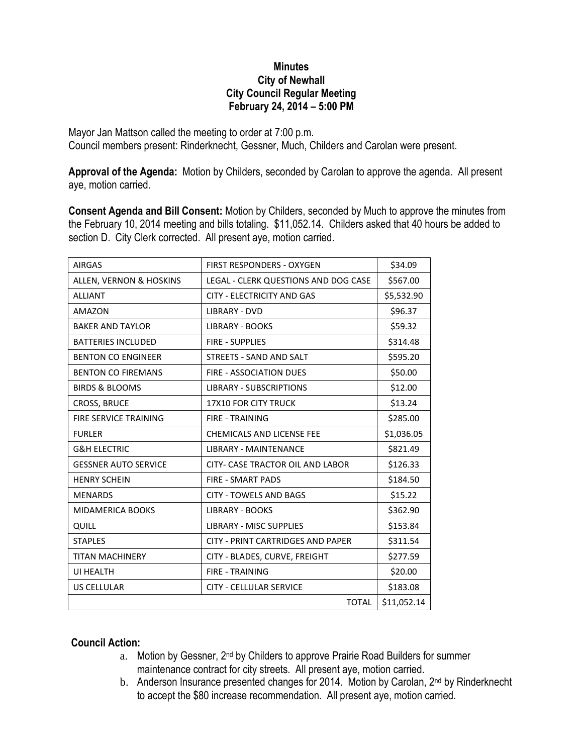**Minutes**
**City of Newhall**
**City Council Regular Meeting**
**February 24, 2014 – 5:00 PM**

Mayor Jan Mattson called the meeting to order at 7:00 p.m.
Council members present: Rinderknecht, Gessner, Much, Childers and Carolan were present.

**Approval of the Agenda:** Motion by Childers, seconded by Carolan to approve the agenda. All present aye, motion carried.

**Consent Agenda and Bill Consent:** Motion by Childers, seconded by Much to approve the minutes from the February 10, 2014 meeting and bills totaling. $11,052.14. Childers asked that 40 hours be added to section D. City Clerk corrected. All present aye, motion carried.

| AIRGAS | FIRST RESPONDERS - OXYGEN | $34.09 |
|---|---|---|
| ALLEN, VERNON & HOSKINS | LEGAL - CLERK QUESTIONS AND DOG CASE | $567.00 |
| ALLIANT | CITY - ELECTRICITY AND GAS | $5,532.90 |
| AMAZON | LIBRARY - DVD | $96.37 |
| BAKER AND TAYLOR | LIBRARY - BOOKS | $59.32 |
| BATTERIES INCLUDED | FIRE - SUPPLIES | $314.48 |
| BENTON CO ENGINEER | STREETS - SAND AND SALT | $595.20 |
| BENTON CO FIREMANS | FIRE - ASSOCIATION DUES | $50.00 |
| BIRDS & BLOOMS | LIBRARY - SUBSCRIPTIONS | $12.00 |
| CROSS, BRUCE | 17X10 FOR CITY TRUCK | $13.24 |
| FIRE SERVICE TRAINING | FIRE - TRAINING | $285.00 |
| FURLER | CHEMICALS AND LICENSE FEE | $1,036.05 |
| G&H ELECTRIC | LIBRARY - MAINTENANCE | $821.49 |
| GESSNER AUTO SERVICE | CITY- CASE TRACTOR OIL AND LABOR | $126.33 |
| HENRY SCHEIN | FIRE - SMART PADS | $184.50 |
| MENARDS | CITY - TOWELS AND BAGS | $15.22 |
| MIDAMERICA BOOKS | LIBRARY - BOOKS | $362.90 |
| QUILL | LIBRARY - MISC SUPPLIES | $153.84 |
| STAPLES | CITY - PRINT CARTRIDGES AND PAPER | $311.54 |
| TITAN MACHINERY | CITY - BLADES, CURVE, FREIGHT | $277.59 |
| UI HEALTH | FIRE - TRAINING | $20.00 |
| US CELLULAR | CITY - CELLULAR SERVICE | $183.08 |
| | TOTAL | $11,052.14 |

**Council Action:**

a. Motion by Gessner, 2nd by Childers to approve Prairie Road Builders for summer maintenance contract for city streets. All present aye, motion carried.
b. Anderson Insurance presented changes for 2014. Motion by Carolan, 2nd by Rinderknecht to accept the $80 increase recommendation. All present aye, motion carried.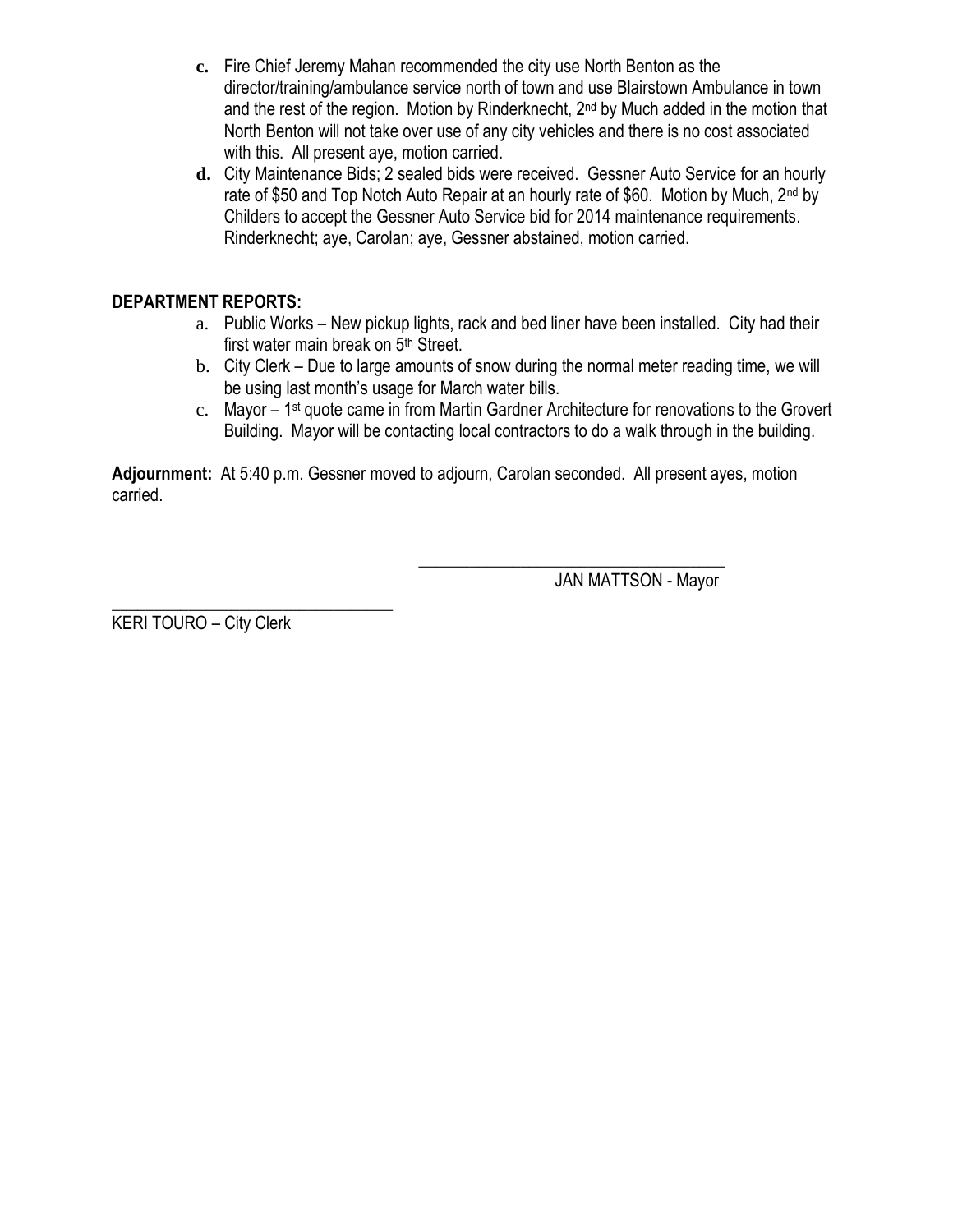c. Fire Chief Jeremy Mahan recommended the city use North Benton as the director/training/ambulance service north of town and use Blairstown Ambulance in town and the rest of the region. Motion by Rinderknecht, 2nd by Much added in the motion that North Benton will not take over use of any city vehicles and there is no cost associated with this. All present aye, motion carried.

d. City Maintenance Bids; 2 sealed bids were received. Gessner Auto Service for an hourly rate of $50 and Top Notch Auto Repair at an hourly rate of $60. Motion by Much, 2nd by Childers to accept the Gessner Auto Service bid for 2014 maintenance requirements. Rinderknecht; aye, Carolan; aye, Gessner abstained, motion carried.

**DEPARTMENT REPORTS:**

a. Public Works – New pickup lights, rack and bed liner have been installed. City had their first water main break on 5th Street.

b. City Clerk – Due to large amounts of snow during the normal meter reading time, we will be using last month's usage for March water bills.

c. Mayor – 1st quote came in from Martin Gardner Architecture for renovations to the Grovert Building. Mayor will be contacting local contractors to do a walk through in the building.

**Adjournment:** At 5:40 p.m. Gessner moved to adjourn, Carolan seconded. All present ayes, motion carried.

\_\_\_\_\_\_\_\_\_\_\_\_\_\_\_\_\_\_\_\_\_\_\_\_\_\_\_\_\_\_\_\_\_\_\_\_\_\_

JAN MATTSON - Mayor

\_\_\_\_\_\_\_\_\_\_\_\_\_\_\_\_\_\_\_\_\_\_\_\_\_\_\_\_\_\_\_\_\_\_\_\_\_\_

KERI TOURO – City Clerk